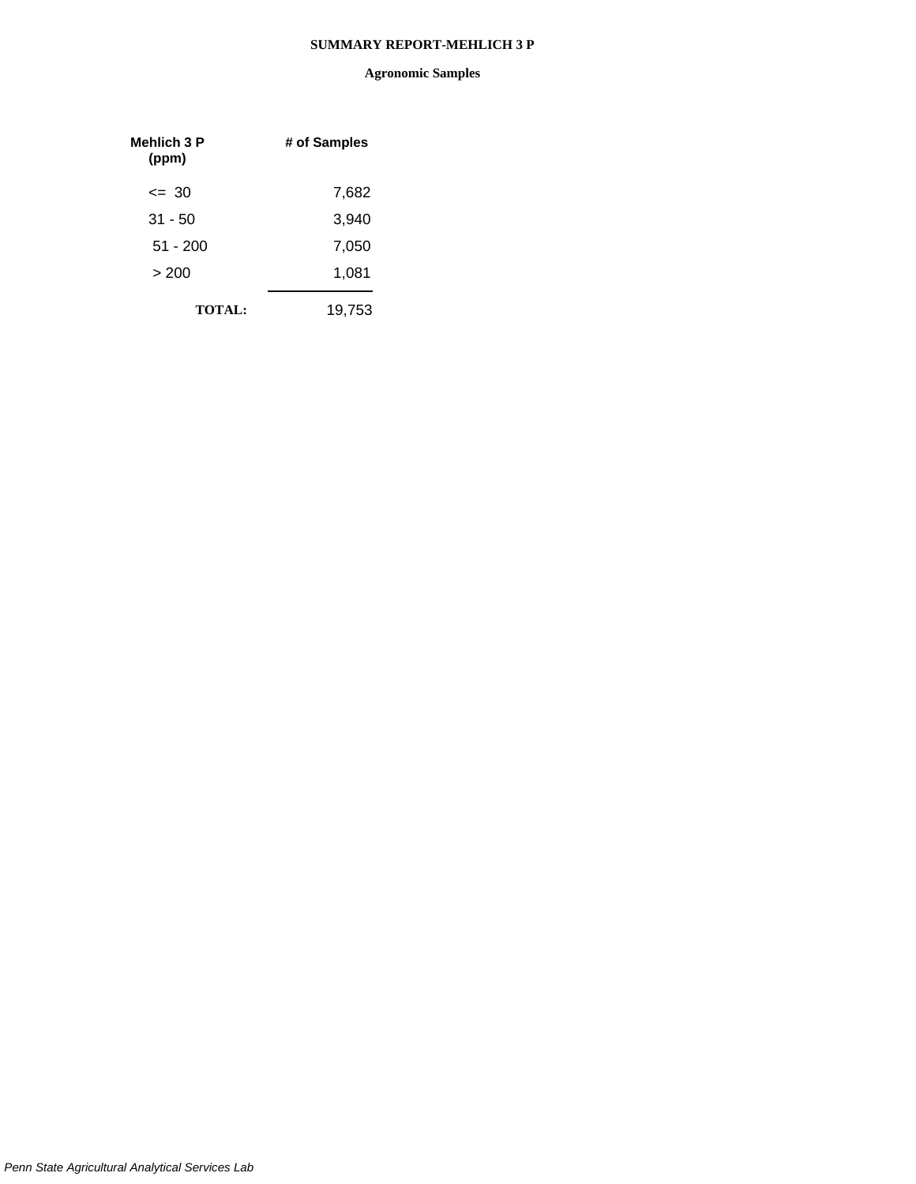# SUMMARY REPORT-MEHLICH 3 P

## Agronomic Samples

| Mehlich 3 P (ppm) | # of Samples |
|---|---|
| <= 30 | 7,682 |
| 31 - 50 | 3,940 |
| 51 - 200 | 7,050 |
| > 200 | 1,081 |
| **TOTAL:** | 19,753 |

*Penn State Agricultural Analytical Services Lab*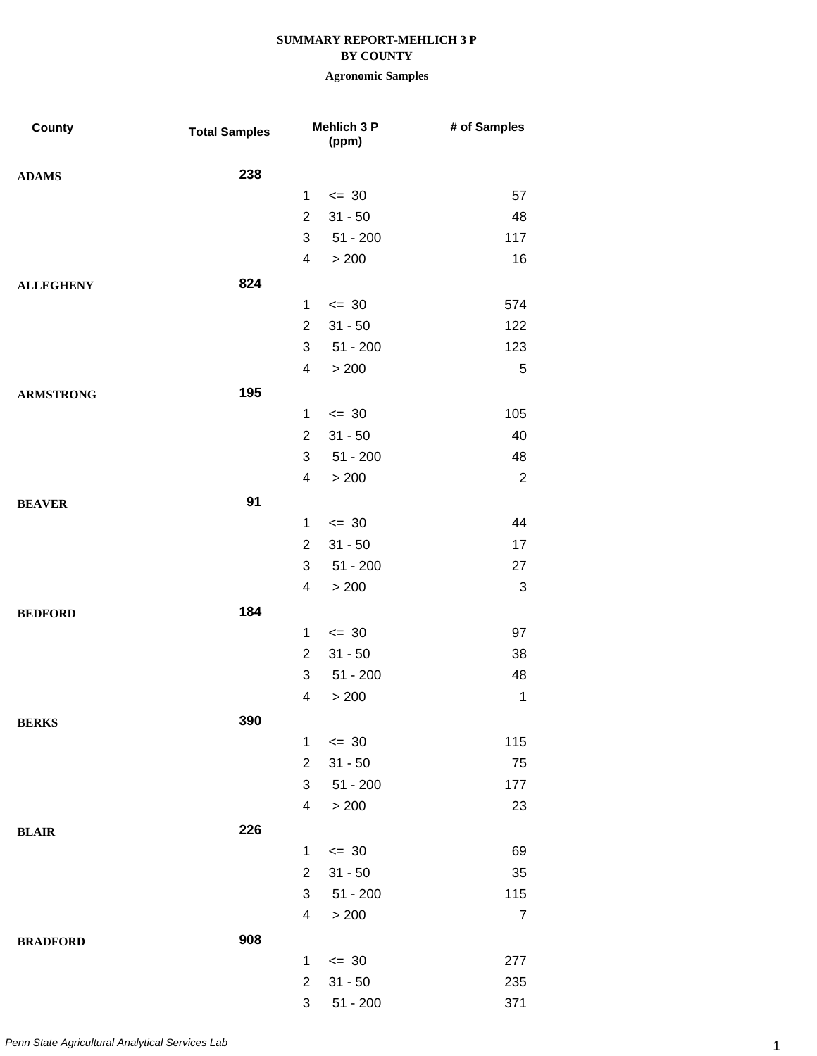**SUMMARY REPORT-MEHLICH 3 P**
**BY COUNTY**
**Agronomic Samples**

| County | Total Samples | Mehlich 3 P (ppm) | | # of Samples |
|---|---|---|---|---|
| **ADAMS** | **238** | | | |
| | | 1 | <= 30 | 57 |
| | | 2 | 31 - 50 | 48 |
| | | 3 | 51 - 200 | 117 |
| | | 4 | > 200 | 16 |
| **ALLEGHENY** | **824** | | | |
| | | 1 | <= 30 | 574 |
| | | 2 | 31 - 50 | 122 |
| | | 3 | 51 - 200 | 123 |
| | | 4 | > 200 | 5 |
| **ARMSTRONG** | **195** | | | |
| | | 1 | <= 30 | 105 |
| | | 2 | 31 - 50 | 40 |
| | | 3 | 51 - 200 | 48 |
| | | 4 | > 200 | 2 |
| **BEAVER** | **91** | | | |
| | | 1 | <= 30 | 44 |
| | | 2 | 31 - 50 | 17 |
| | | 3 | 51 - 200 | 27 |
| | | 4 | > 200 | 3 |
| **BEDFORD** | **184** | | | |
| | | 1 | <= 30 | 97 |
| | | 2 | 31 - 50 | 38 |
| | | 3 | 51 - 200 | 48 |
| | | 4 | > 200 | 1 |
| **BERKS** | **390** | | | |
| | | 1 | <= 30 | 115 |
| | | 2 | 31 - 50 | 75 |
| | | 3 | 51 - 200 | 177 |
| | | 4 | > 200 | 23 |
| **BLAIR** | **226** | | | |
| | | 1 | <= 30 | 69 |
| | | 2 | 31 - 50 | 35 |
| | | 3 | 51 - 200 | 115 |
| | | 4 | > 200 | 7 |
| **BRADFORD** | **908** | | | |
| | | 1 | <= 30 | 277 |
| | | 2 | 31 - 50 | 235 |
| | | 3 | 51 - 200 | 371 |

*Penn State Agricultural Analytical Services Lab*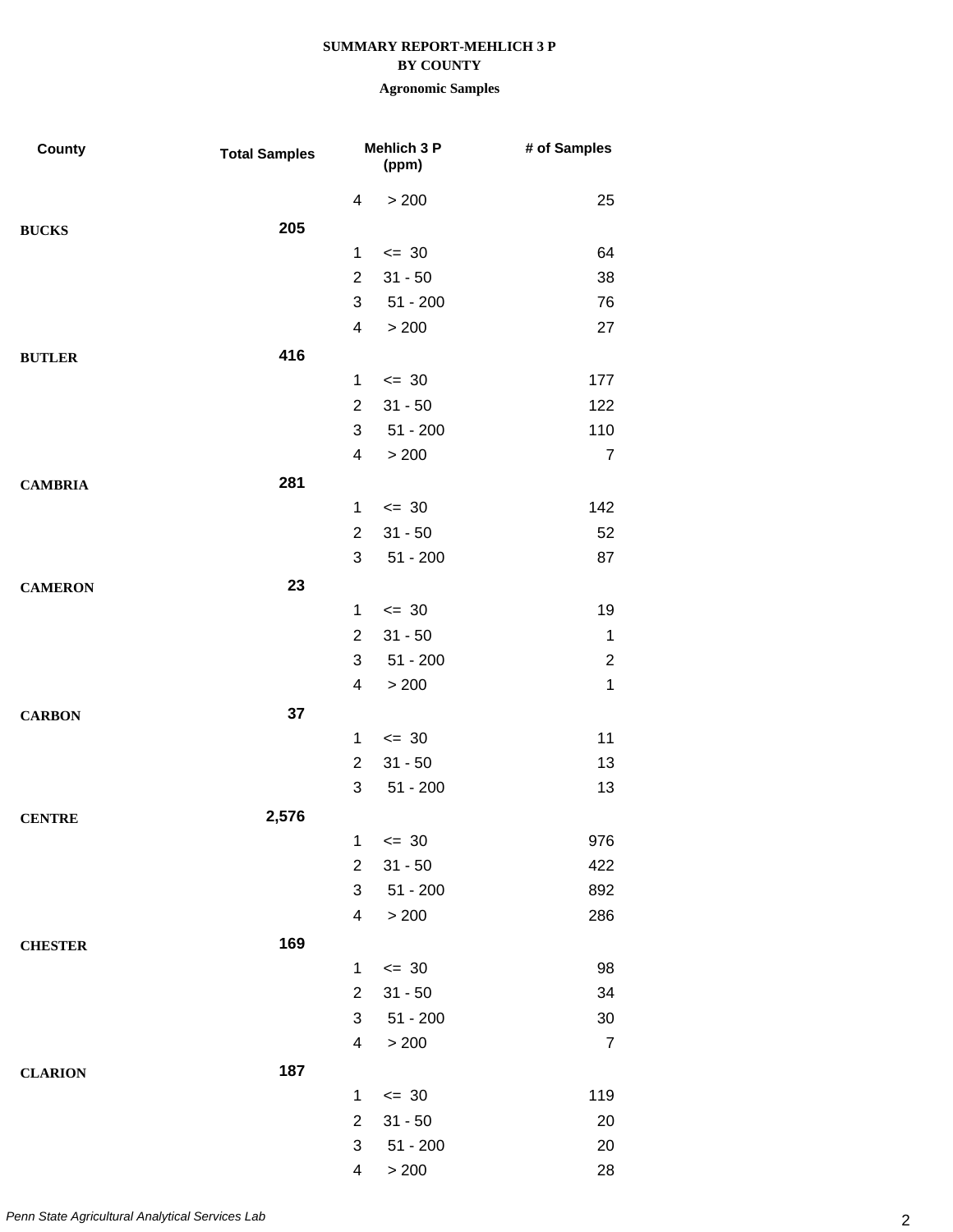**SUMMARY REPORT-MEHLICH 3 P**
**BY COUNTY**
**Agronomic Samples**

| County | Total Samples | Mehlich 3 P (ppm) | | # of Samples |
|---|---|---|---|---|
| | | 4 | > 200 | 25 |
| **BUCKS** | **205** | | | |
| | | 1 | <= 30 | 64 |
| | | 2 | 31 - 50 | 38 |
| | | 3 | 51 - 200 | 76 |
| | | 4 | > 200 | 27 |
| **BUTLER** | **416** | | | |
| | | 1 | <= 30 | 177 |
| | | 2 | 31 - 50 | 122 |
| | | 3 | 51 - 200 | 110 |
| | | 4 | > 200 | 7 |
| **CAMBRIA** | **281** | | | |
| | | 1 | <= 30 | 142 |
| | | 2 | 31 - 50 | 52 |
| | | 3 | 51 - 200 | 87 |
| **CAMERON** | **23** | | | |
| | | 1 | <= 30 | 19 |
| | | 2 | 31 - 50 | 1 |
| | | 3 | 51 - 200 | 2 |
| | | 4 | > 200 | 1 |
| **CARBON** | **37** | | | |
| | | 1 | <= 30 | 11 |
| | | 2 | 31 - 50 | 13 |
| | | 3 | 51 - 200 | 13 |
| **CENTRE** | **2,576** | | | |
| | | 1 | <= 30 | 976 |
| | | 2 | 31 - 50 | 422 |
| | | 3 | 51 - 200 | 892 |
| | | 4 | > 200 | 286 |
| **CHESTER** | **169** | | | |
| | | 1 | <= 30 | 98 |
| | | 2 | 31 - 50 | 34 |
| | | 3 | 51 - 200 | 30 |
| | | 4 | > 200 | 7 |
| **CLARION** | **187** | | | |
| | | 1 | <= 30 | 119 |
| | | 2 | 31 - 50 | 20 |
| | | 3 | 51 - 200 | 20 |
| | | 4 | > 200 | 28 |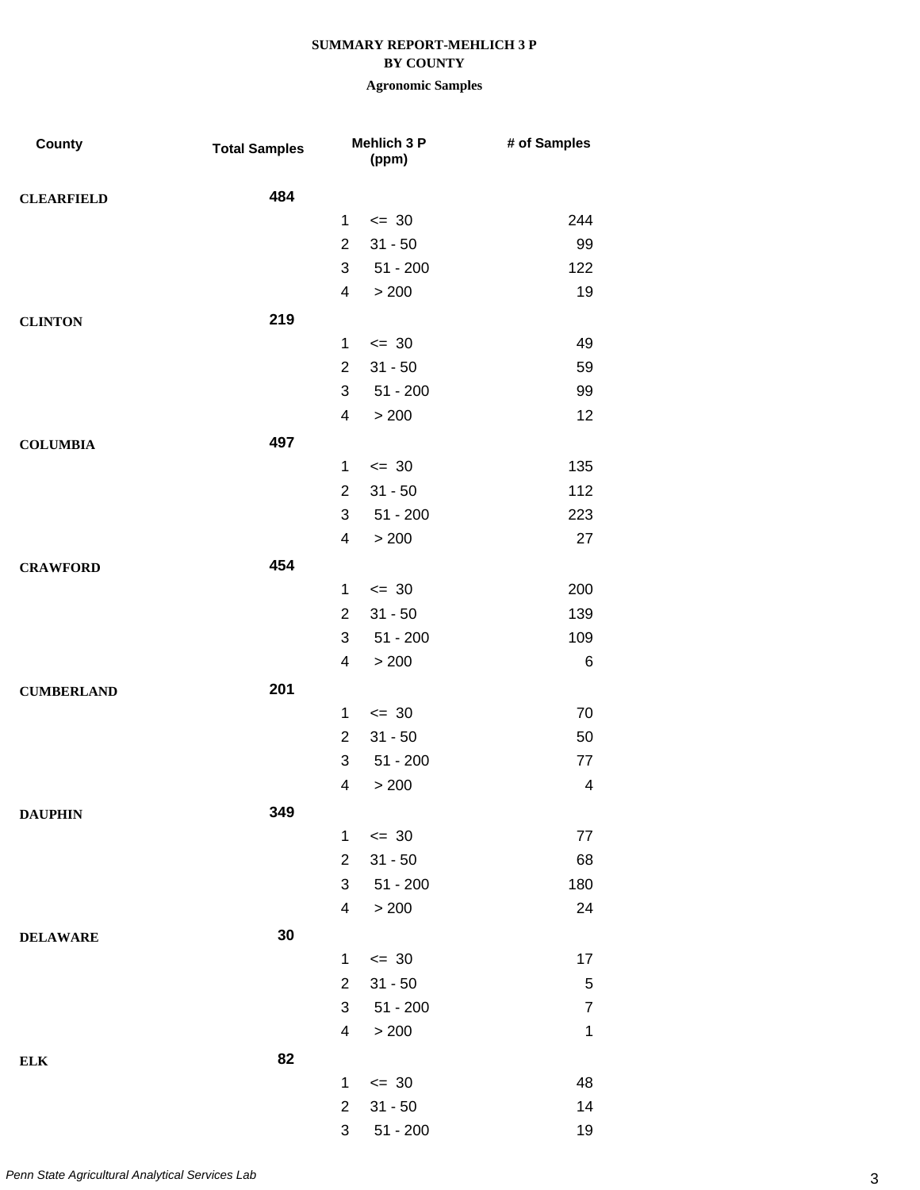**SUMMARY REPORT-MEHLICH 3 P**
**BY COUNTY**
**Agronomic Samples**

| County | Total Samples | Mehlich 3 P (ppm) | | # of Samples |
|---|---|---|---|---|
| **CLEARFIELD** | **484** | | | |
| | | 1 | <= 30 | 244 |
| | | 2 | 31 - 50 | 99 |
| | | 3 | 51 - 200 | 122 |
| | | 4 | > 200 | 19 |
| **CLINTON** | **219** | | | |
| | | 1 | <= 30 | 49 |
| | | 2 | 31 - 50 | 59 |
| | | 3 | 51 - 200 | 99 |
| | | 4 | > 200 | 12 |
| **COLUMBIA** | **497** | | | |
| | | 1 | <= 30 | 135 |
| | | 2 | 31 - 50 | 112 |
| | | 3 | 51 - 200 | 223 |
| | | 4 | > 200 | 27 |
| **CRAWFORD** | **454** | | | |
| | | 1 | <= 30 | 200 |
| | | 2 | 31 - 50 | 139 |
| | | 3 | 51 - 200 | 109 |
| | | 4 | > 200 | 6 |
| **CUMBERLAND** | **201** | | | |
| | | 1 | <= 30 | 70 |
| | | 2 | 31 - 50 | 50 |
| | | 3 | 51 - 200 | 77 |
| | | 4 | > 200 | 4 |
| **DAUPHIN** | **349** | | | |
| | | 1 | <= 30 | 77 |
| | | 2 | 31 - 50 | 68 |
| | | 3 | 51 - 200 | 180 |
| | | 4 | > 200 | 24 |
| **DELAWARE** | **30** | | | |
| | | 1 | <= 30 | 17 |
| | | 2 | 31 - 50 | 5 |
| | | 3 | 51 - 200 | 7 |
| | | 4 | > 200 | 1 |
| **ELK** | **82** | | | |
| | | 1 | <= 30 | 48 |
| | | 2 | 31 - 50 | 14 |
| | | 3 | 51 - 200 | 19 |

*Penn State Agricultural Analytical Services Lab*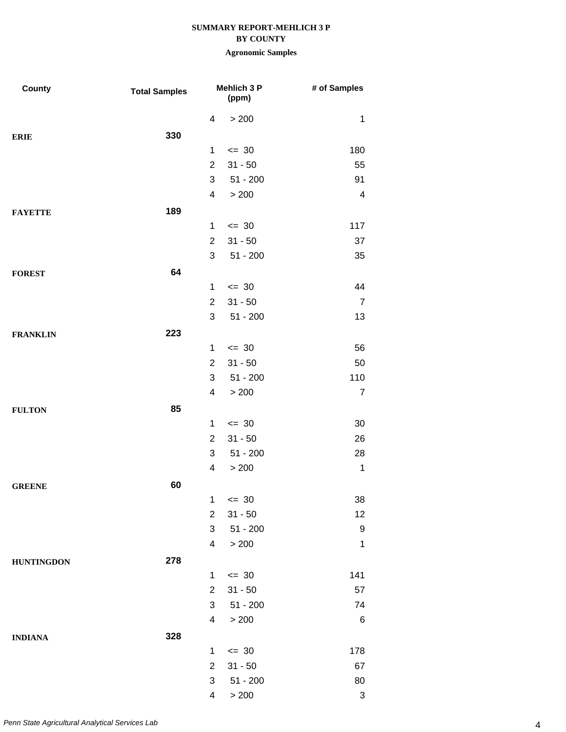**SUMMARY REPORT-MEHLICH 3 P**
**BY COUNTY**
**Agronomic Samples**

| County | Total Samples | | Mehlich 3 P (ppm) | # of Samples |
|---|---|---|---|---|
| | | 4 | > 200 | 1 |
| **ERIE** | **330** | | | |
| | | 1 | <= 30 | 180 |
| | | 2 | 31 - 50 | 55 |
| | | 3 | 51 - 200 | 91 |
| | | 4 | > 200 | 4 |
| **FAYETTE** | **189** | | | |
| | | 1 | <= 30 | 117 |
| | | 2 | 31 - 50 | 37 |
| | | 3 | 51 - 200 | 35 |
| **FOREST** | **64** | | | |
| | | 1 | <= 30 | 44 |
| | | 2 | 31 - 50 | 7 |
| | | 3 | 51 - 200 | 13 |
| **FRANKLIN** | **223** | | | |
| | | 1 | <= 30 | 56 |
| | | 2 | 31 - 50 | 50 |
| | | 3 | 51 - 200 | 110 |
| | | 4 | > 200 | 7 |
| **FULTON** | **85** | | | |
| | | 1 | <= 30 | 30 |
| | | 2 | 31 - 50 | 26 |
| | | 3 | 51 - 200 | 28 |
| | | 4 | > 200 | 1 |
| **GREENE** | **60** | | | |
| | | 1 | <= 30 | 38 |
| | | 2 | 31 - 50 | 12 |
| | | 3 | 51 - 200 | 9 |
| | | 4 | > 200 | 1 |
| **HUNTINGDON** | **278** | | | |
| | | 1 | <= 30 | 141 |
| | | 2 | 31 - 50 | 57 |
| | | 3 | 51 - 200 | 74 |
| | | 4 | > 200 | 6 |
| **INDIANA** | **328** | | | |
| | | 1 | <= 30 | 178 |
| | | 2 | 31 - 50 | 67 |
| | | 3 | 51 - 200 | 80 |
| | | 4 | > 200 | 3 |

*Penn State Agricultural Analytical Services Lab*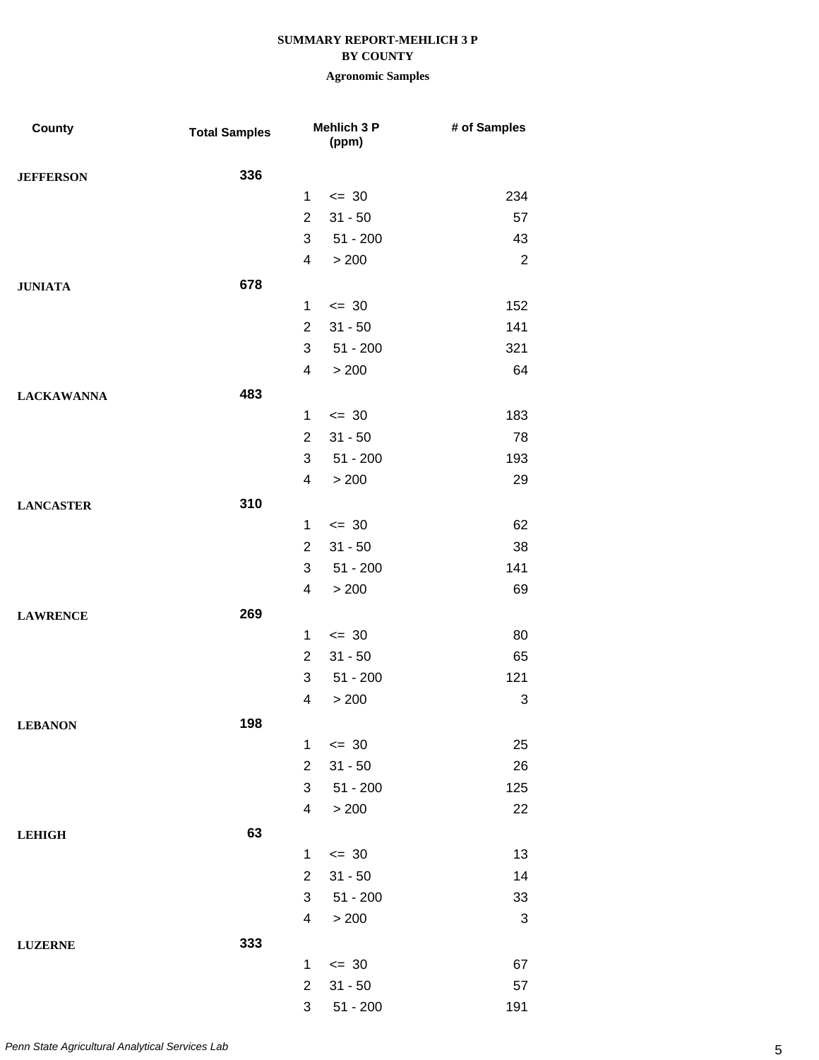**SUMMARY REPORT-MEHLICH 3 P**
**BY COUNTY**
**Agronomic Samples**

| County | Total Samples | Mehlich 3 P (ppm) | | # of Samples |
|---|---|---|---|---|
| **JEFFERSON** | **336** | | | |
| | | 1 | <= 30 | 234 |
| | | 2 | 31 - 50 | 57 |
| | | 3 | 51 - 200 | 43 |
| | | 4 | > 200 | 2 |
| **JUNIATA** | **678** | | | |
| | | 1 | <= 30 | 152 |
| | | 2 | 31 - 50 | 141 |
| | | 3 | 51 - 200 | 321 |
| | | 4 | > 200 | 64 |
| **LACKAWANNA** | **483** | | | |
| | | 1 | <= 30 | 183 |
| | | 2 | 31 - 50 | 78 |
| | | 3 | 51 - 200 | 193 |
| | | 4 | > 200 | 29 |
| **LANCASTER** | **310** | | | |
| | | 1 | <= 30 | 62 |
| | | 2 | 31 - 50 | 38 |
| | | 3 | 51 - 200 | 141 |
| | | 4 | > 200 | 69 |
| **LAWRENCE** | **269** | | | |
| | | 1 | <= 30 | 80 |
| | | 2 | 31 - 50 | 65 |
| | | 3 | 51 - 200 | 121 |
| | | 4 | > 200 | 3 |
| **LEBANON** | **198** | | | |
| | | 1 | <= 30 | 25 |
| | | 2 | 31 - 50 | 26 |
| | | 3 | 51 - 200 | 125 |
| | | 4 | > 200 | 22 |
| **LEHIGH** | **63** | | | |
| | | 1 | <= 30 | 13 |
| | | 2 | 31 - 50 | 14 |
| | | 3 | 51 - 200 | 33 |
| | | 4 | > 200 | 3 |
| **LUZERNE** | **333** | | | |
| | | 1 | <= 30 | 67 |
| | | 2 | 31 - 50 | 57 |
| | | 3 | 51 - 200 | 191 |

*Penn State Agricultural Analytical Services Lab*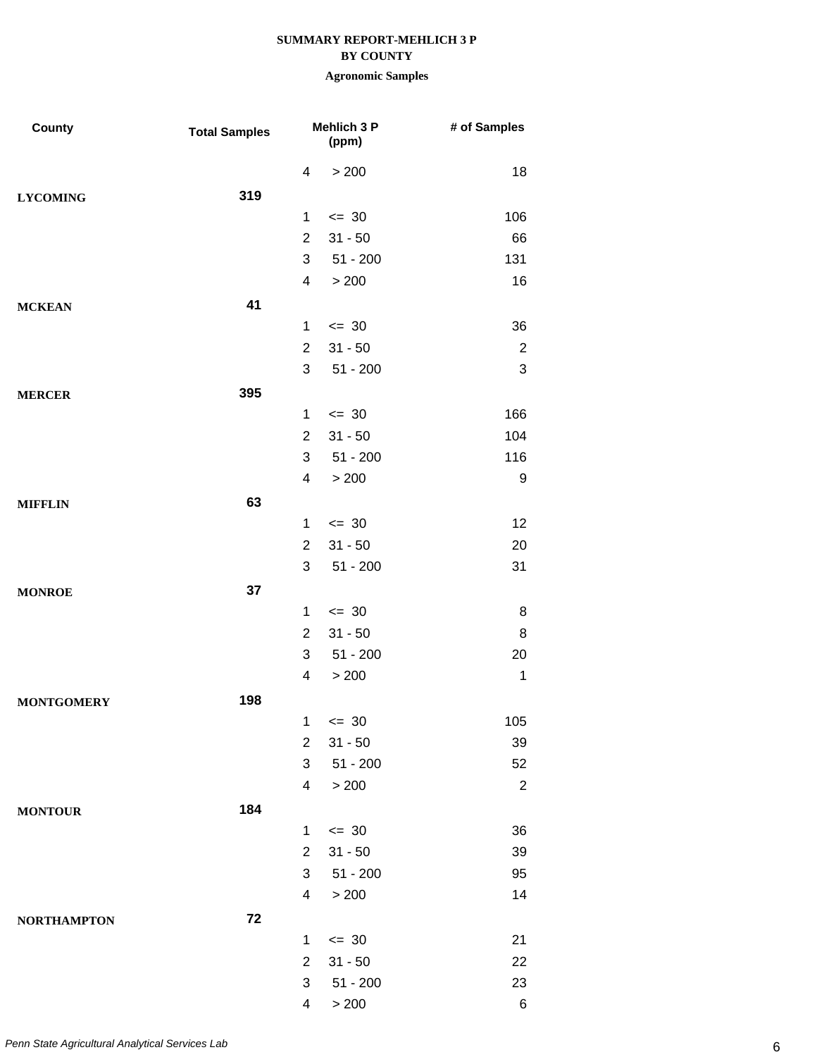**SUMMARY REPORT-MEHLICH 3 P**
**BY COUNTY**
**Agronomic Samples**

| County | Total Samples | | Mehlich 3 P (ppm) | # of Samples |
|---|---|---|---|---|
| | | 4 | > 200 | 18 |
| **LYCOMING** | **319** | | | |
| | | 1 | <= 30 | 106 |
| | | 2 | 31 - 50 | 66 |
| | | 3 | 51 - 200 | 131 |
| | | 4 | > 200 | 16 |
| **MCKEAN** | **41** | | | |
| | | 1 | <= 30 | 36 |
| | | 2 | 31 - 50 | 2 |
| | | 3 | 51 - 200 | 3 |
| **MERCER** | **395** | | | |
| | | 1 | <= 30 | 166 |
| | | 2 | 31 - 50 | 104 |
| | | 3 | 51 - 200 | 116 |
| | | 4 | > 200 | 9 |
| **MIFFLIN** | **63** | | | |
| | | 1 | <= 30 | 12 |
| | | 2 | 31 - 50 | 20 |
| | | 3 | 51 - 200 | 31 |
| **MONROE** | **37** | | | |
| | | 1 | <= 30 | 8 |
| | | 2 | 31 - 50 | 8 |
| | | 3 | 51 - 200 | 20 |
| | | 4 | > 200 | 1 |
| **MONTGOMERY** | **198** | | | |
| | | 1 | <= 30 | 105 |
| | | 2 | 31 - 50 | 39 |
| | | 3 | 51 - 200 | 52 |
| | | 4 | > 200 | 2 |
| **MONTOUR** | **184** | | | |
| | | 1 | <= 30 | 36 |
| | | 2 | 31 - 50 | 39 |
| | | 3 | 51 - 200 | 95 |
| | | 4 | > 200 | 14 |
| **NORTHAMPTON** | **72** | | | |
| | | 1 | <= 30 | 21 |
| | | 2 | 31 - 50 | 22 |
| | | 3 | 51 - 200 | 23 |
| | | 4 | > 200 | 6 |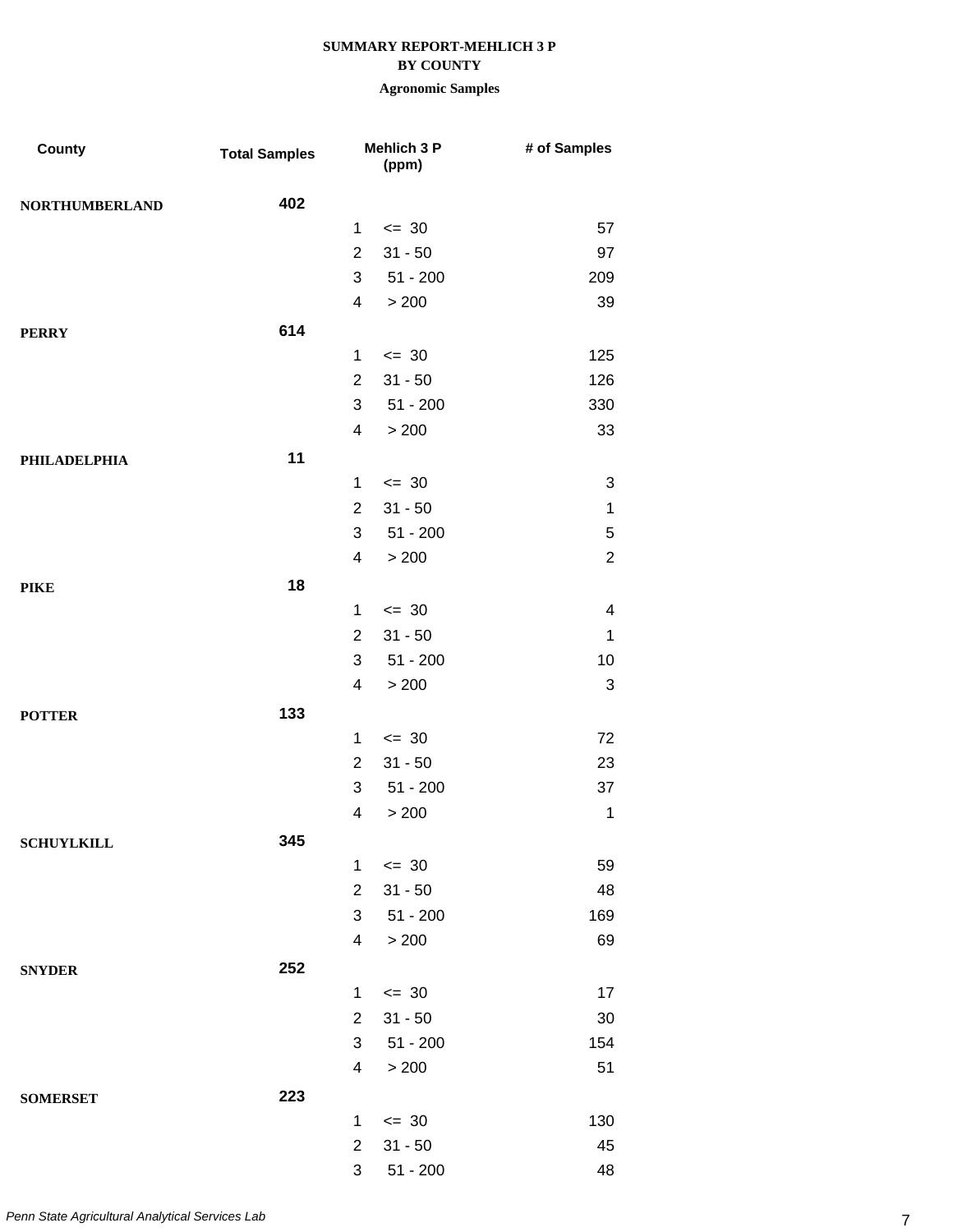**SUMMARY REPORT-MEHLICH 3 P**
**BY COUNTY**
**Agronomic Samples**

| County | Total Samples | Mehlich 3 P (ppm) | | # of Samples |
|---|---|---|---|---|
| **NORTHUMBERLAND** | **402** | | | |
| | | 1 | <= 30 | 57 |
| | | 2 | 31 - 50 | 97 |
| | | 3 | 51 - 200 | 209 |
| | | 4 | > 200 | 39 |
| **PERRY** | **614** | | | |
| | | 1 | <= 30 | 125 |
| | | 2 | 31 - 50 | 126 |
| | | 3 | 51 - 200 | 330 |
| | | 4 | > 200 | 33 |
| **PHILADELPHIA** | **11** | | | |
| | | 1 | <= 30 | 3 |
| | | 2 | 31 - 50 | 1 |
| | | 3 | 51 - 200 | 5 |
| | | 4 | > 200 | 2 |
| **PIKE** | **18** | | | |
| | | 1 | <= 30 | 4 |
| | | 2 | 31 - 50 | 1 |
| | | 3 | 51 - 200 | 10 |
| | | 4 | > 200 | 3 |
| **POTTER** | **133** | | | |
| | | 1 | <= 30 | 72 |
| | | 2 | 31 - 50 | 23 |
| | | 3 | 51 - 200 | 37 |
| | | 4 | > 200 | 1 |
| **SCHUYLKILL** | **345** | | | |
| | | 1 | <= 30 | 59 |
| | | 2 | 31 - 50 | 48 |
| | | 3 | 51 - 200 | 169 |
| | | 4 | > 200 | 69 |
| **SNYDER** | **252** | | | |
| | | 1 | <= 30 | 17 |
| | | 2 | 31 - 50 | 30 |
| | | 3 | 51 - 200 | 154 |
| | | 4 | > 200 | 51 |
| **SOMERSET** | **223** | | | |
| | | 1 | <= 30 | 130 |
| | | 2 | 31 - 50 | 45 |
| | | 3 | 51 - 200 | 48 |

*Penn State Agricultural Analytical Services Lab*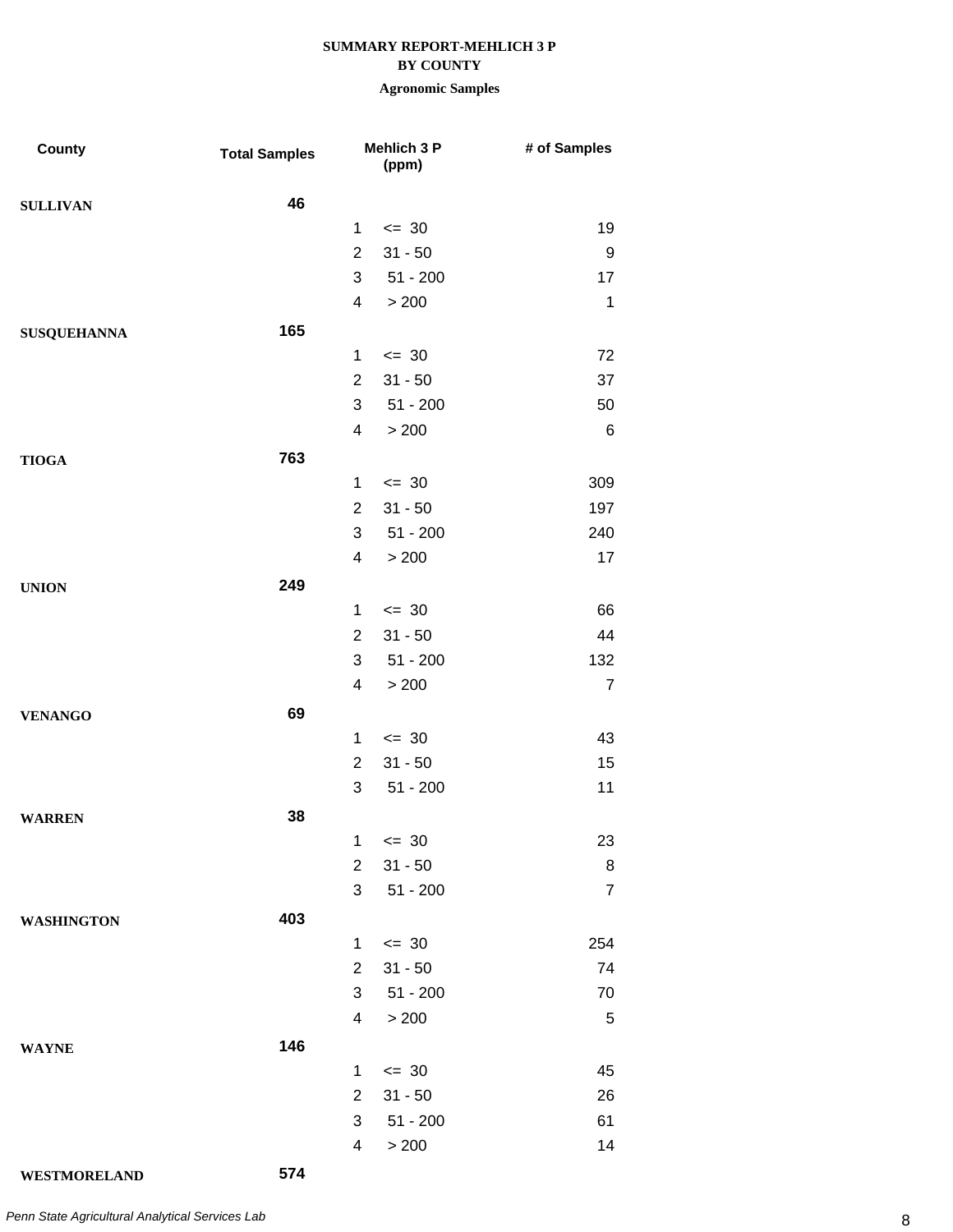**SUMMARY REPORT-MEHLICH 3 P**
**BY COUNTY**
**Agronomic Samples**

| County | Total Samples | Mehlich 3 P (ppm) | | # of Samples |
|---|---|---|---|---|
| **SULLIVAN** | **46** | | | |
| | | 1 | <= 30 | 19 |
| | | 2 | 31 - 50 | 9 |
| | | 3 | 51 - 200 | 17 |
| | | 4 | > 200 | 1 |
| **SUSQUEHANNA** | **165** | | | |
| | | 1 | <= 30 | 72 |
| | | 2 | 31 - 50 | 37 |
| | | 3 | 51 - 200 | 50 |
| | | 4 | > 200 | 6 |
| **TIOGA** | **763** | | | |
| | | 1 | <= 30 | 309 |
| | | 2 | 31 - 50 | 197 |
| | | 3 | 51 - 200 | 240 |
| | | 4 | > 200 | 17 |
| **UNION** | **249** | | | |
| | | 1 | <= 30 | 66 |
| | | 2 | 31 - 50 | 44 |
| | | 3 | 51 - 200 | 132 |
| | | 4 | > 200 | 7 |
| **VENANGO** | **69** | | | |
| | | 1 | <= 30 | 43 |
| | | 2 | 31 - 50 | 15 |
| | | 3 | 51 - 200 | 11 |
| **WARREN** | **38** | | | |
| | | 1 | <= 30 | 23 |
| | | 2 | 31 - 50 | 8 |
| | | 3 | 51 - 200 | 7 |
| **WASHINGTON** | **403** | | | |
| | | 1 | <= 30 | 254 |
| | | 2 | 31 - 50 | 74 |
| | | 3 | 51 - 200 | 70 |
| | | 4 | > 200 | 5 |
| **WAYNE** | **146** | | | |
| | | 1 | <= 30 | 45 |
| | | 2 | 31 - 50 | 26 |
| | | 3 | 51 - 200 | 61 |
| | | 4 | > 200 | 14 |
| **WESTMORELAND** | **574** | | | |

*Penn State Agricultural Analytical Services Lab*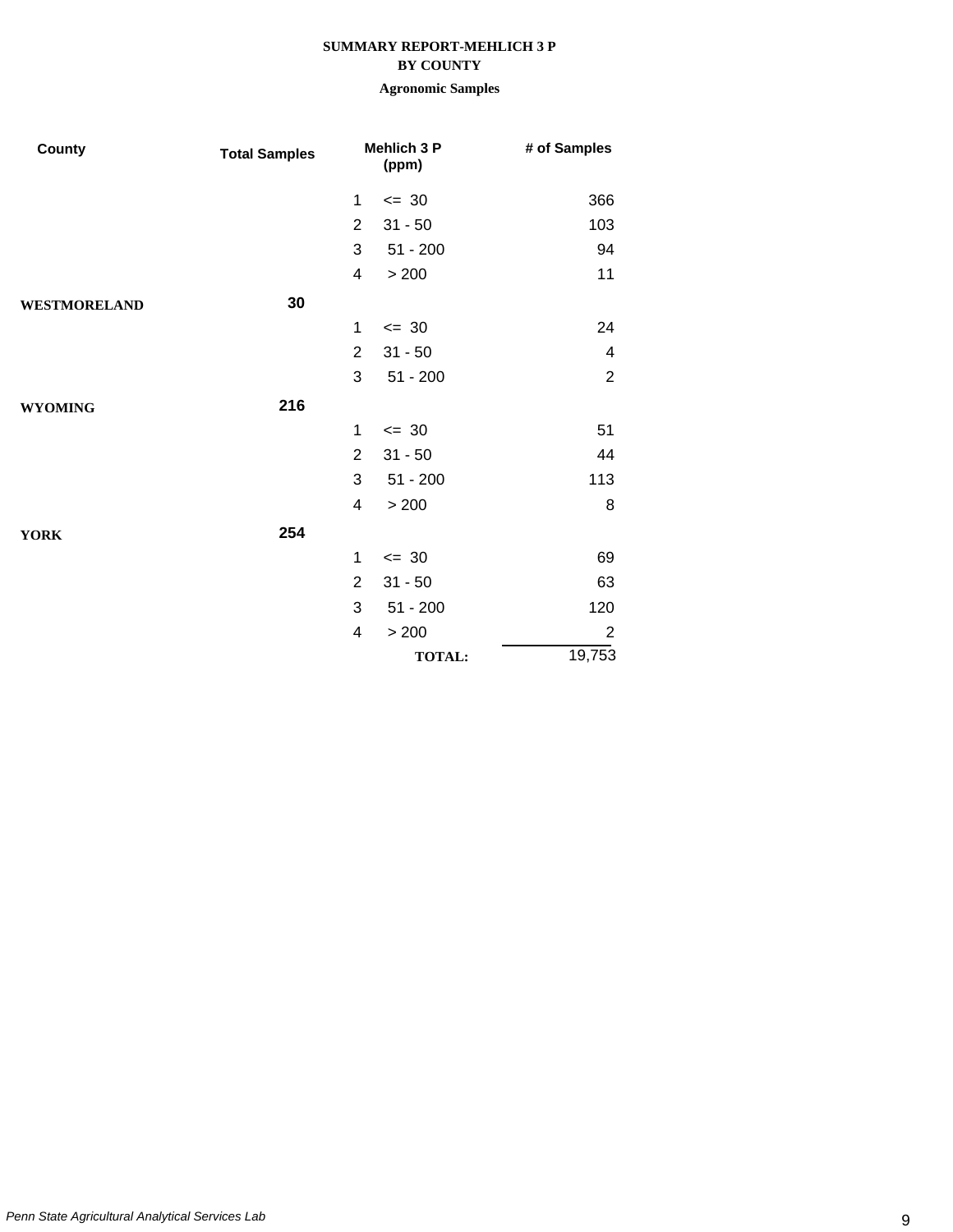**SUMMARY REPORT-MEHLICH 3 P**
**BY COUNTY**
**Agronomic Samples**

| County | Total Samples | Mehlich 3 P (ppm) | | # of Samples |
|---|---|---|---|---|
| | | 1 | <= 30 | 366 |
| | | 2 | 31 - 50 | 103 |
| | | 3 | 51 - 200 | 94 |
| | | 4 | > 200 | 11 |
| **WESTMORELAND** | 30 | | | |
| | | 1 | <= 30 | 24 |
| | | 2 | 31 - 50 | 4 |
| | | 3 | 51 - 200 | 2 |
| **WYOMING** | 216 | | | |
| | | 1 | <= 30 | 51 |
| | | 2 | 31 - 50 | 44 |
| | | 3 | 51 - 200 | 113 |
| | | 4 | > 200 | 8 |
| **YORK** | 254 | | | |
| | | 1 | <= 30 | 69 |
| | | 2 | 31 - 50 | 63 |
| | | 3 | 51 - 200 | 120 |
| | | 4 | > 200 | 2 |
| | | | **TOTAL:** | 19,753 |

*Penn State Agricultural Analytical Services Lab*